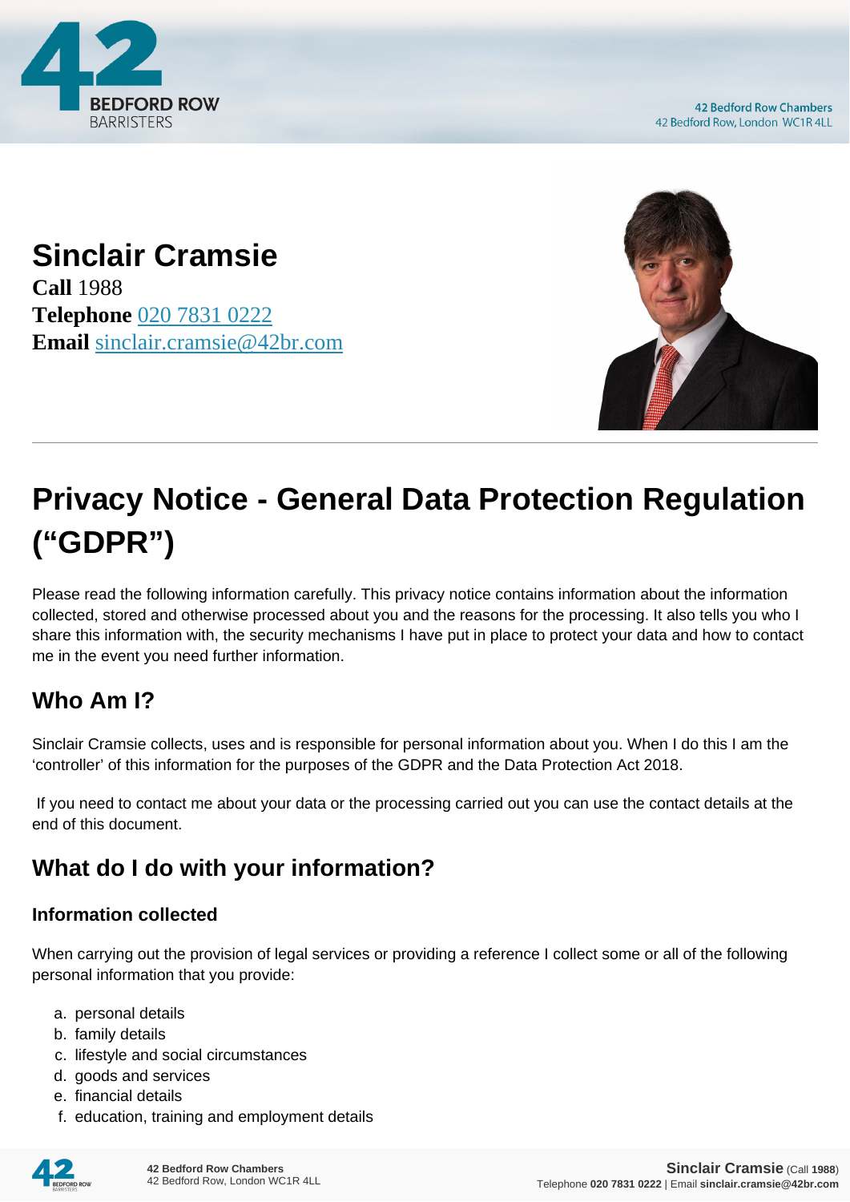# Sinclair Cramsie

**Call** 1988
**Telephone** 020 7831 0222
**Email** sinclair.cramsie@42br.com

# Privacy Notice - General Data Protection Regulation ("GDPR")

Please read the following information carefully. This privacy notice contains information about the information collected, stored and otherwise processed about you and the reasons for the processing. It also tells you who I share this information with, the security mechanisms I have put in place to protect your data and how to contact me in the event you need further information.

## Who Am I?

Sinclair Cramsie collects, uses and is responsible for personal information about you. When I do this I am the 'controller' of this information for the purposes of the GDPR and the Data Protection Act 2018.

If you need to contact me about your data or the processing carried out you can use the contact details at the end of this document.

## What do I do with your information?

### Information collected

When carrying out the provision of legal services or providing a reference I collect some or all of the following personal information that you provide:

a. personal details
b. family details
c. lifestyle and social circumstances
d. goods and services
e. financial details
f. education, training and employment details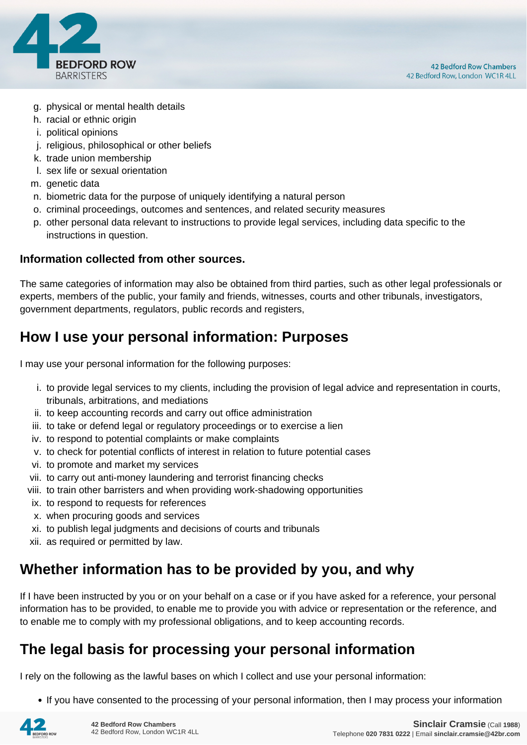g. physical or mental health details
h. racial or ethnic origin
i. political opinions
j. religious, philosophical or other beliefs
k. trade union membership
l. sex life or sexual orientation
m. genetic data
n. biometric data for the purpose of uniquely identifying a natural person
o. criminal proceedings, outcomes and sentences, and related security measures
p. other personal data relevant to instructions to provide legal services, including data specific to the instructions in question.

**Information collected from other sources.**

The same categories of information may also be obtained from third parties, such as other legal professionals or experts, members of the public, your family and friends, witnesses, courts and other tribunals, investigators, government departments, regulators, public records and registers,

## How I use your personal information: Purposes

I may use your personal information for the following purposes:

i. to provide legal services to my clients, including the provision of legal advice and representation in courts, tribunals, arbitrations, and mediations
ii. to keep accounting records and carry out office administration
iii. to take or defend legal or regulatory proceedings or to exercise a lien
iv. to respond to potential complaints or make complaints
v. to check for potential conflicts of interest in relation to future potential cases
vi. to promote and market my services
vii. to carry out anti-money laundering and terrorist financing checks
viii. to train other barristers and when providing work-shadowing opportunities
ix. to respond to requests for references
x. when procuring goods and services
xi. to publish legal judgments and decisions of courts and tribunals
xii. as required or permitted by law.

## Whether information has to be provided by you, and why

If I have been instructed by you or on your behalf on a case or if you have asked for a reference, your personal information has to be provided, to enable me to provide you with advice or representation or the reference, and to enable me to comply with my professional obligations, and to keep accounting records.

## The legal basis for processing your personal information

I rely on the following as the lawful bases on which I collect and use your personal information:

- If you have consented to the processing of your personal information, then I may process your information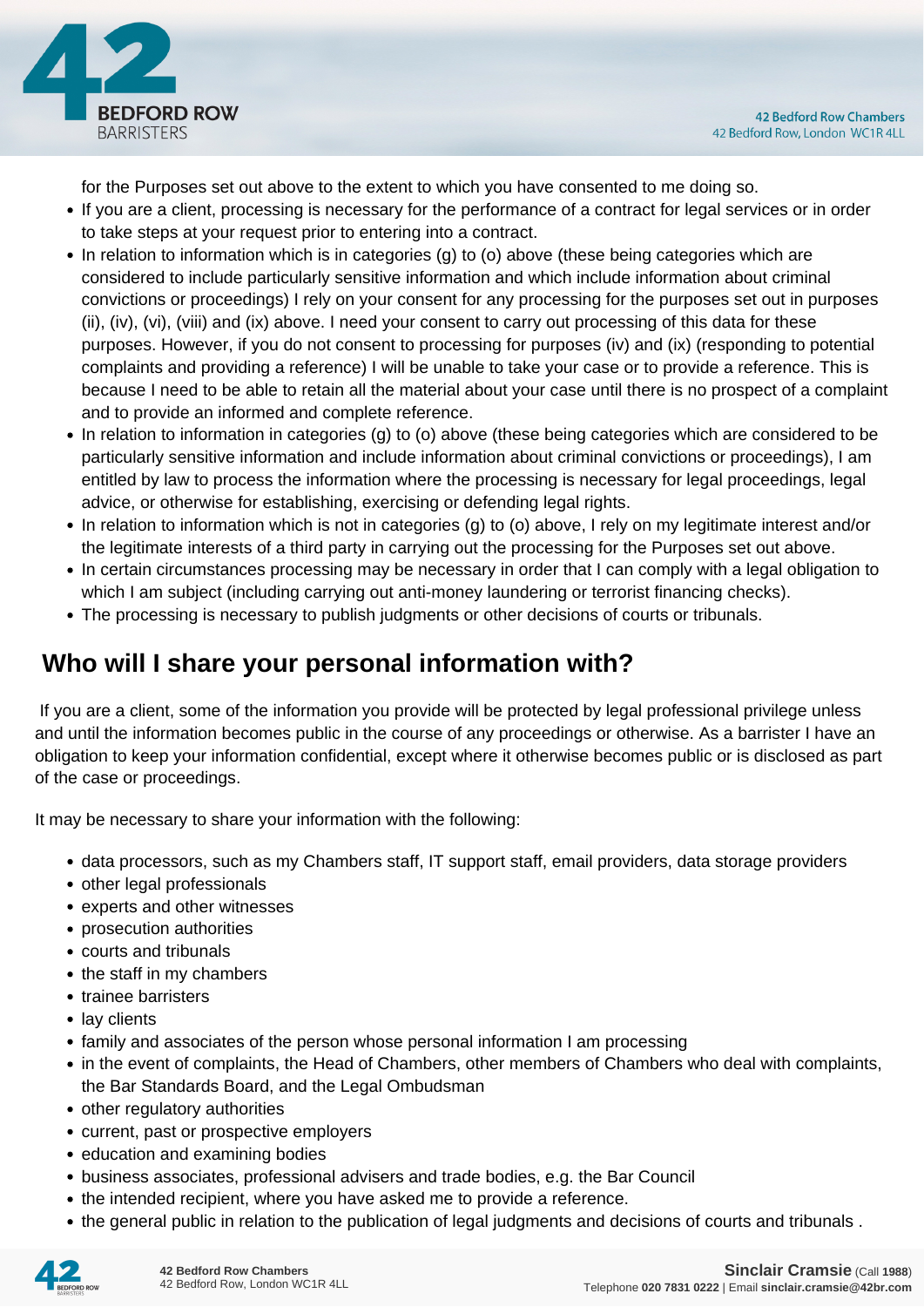for the Purposes set out above to the extent to which you have consented to me doing so.

- If you are a client, processing is necessary for the performance of a contract for legal services or in order to take steps at your request prior to entering into a contract.
- In relation to information which is in categories (g) to (o) above (these being categories which are considered to include particularly sensitive information and which include information about criminal convictions or proceedings) I rely on your consent for any processing for the purposes set out in purposes (ii), (iv), (vi), (viii) and (ix) above. I need your consent to carry out processing of this data for these purposes. However, if you do not consent to processing for purposes (iv) and (ix) (responding to potential complaints and providing a reference) I will be unable to take your case or to provide a reference. This is because I need to be able to retain all the material about your case until there is no prospect of a complaint and to provide an informed and complete reference.
- In relation to information in categories (g) to (o) above (these being categories which are considered to be particularly sensitive information and include information about criminal convictions or proceedings), I am entitled by law to process the information where the processing is necessary for legal proceedings, legal advice, or otherwise for establishing, exercising or defending legal rights.
- In relation to information which is not in categories (g) to (o) above, I rely on my legitimate interest and/or the legitimate interests of a third party in carrying out the processing for the Purposes set out above.
- In certain circumstances processing may be necessary in order that I can comply with a legal obligation to which I am subject (including carrying out anti-money laundering or terrorist financing checks).
- The processing is necessary to publish judgments or other decisions of courts or tribunals.

## Who will I share your personal information with?

If you are a client, some of the information you provide will be protected by legal professional privilege unless and until the information becomes public in the course of any proceedings or otherwise. As a barrister I have an obligation to keep your information confidential, except where it otherwise becomes public or is disclosed as part of the case or proceedings.

It may be necessary to share your information with the following:

- data processors, such as my Chambers staff, IT support staff, email providers, data storage providers
- other legal professionals
- experts and other witnesses
- prosecution authorities
- courts and tribunals
- the staff in my chambers
- trainee barristers
- lay clients
- family and associates of the person whose personal information I am processing
- in the event of complaints, the Head of Chambers, other members of Chambers who deal with complaints, the Bar Standards Board, and the Legal Ombudsman
- other regulatory authorities
- current, past or prospective employers
- education and examining bodies
- business associates, professional advisers and trade bodies, e.g. the Bar Council
- the intended recipient, where you have asked me to provide a reference.
- the general public in relation to the publication of legal judgments and decisions of courts and tribunals .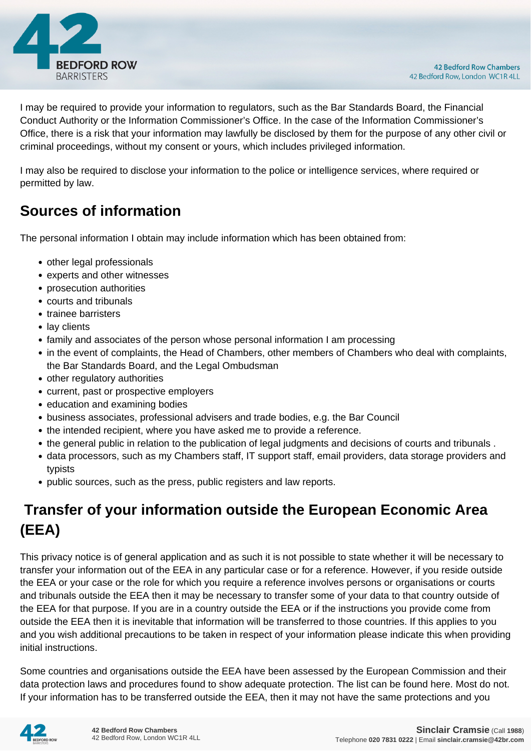I may be required to provide your information to regulators, such as the Bar Standards Board, the Financial Conduct Authority or the Information Commissioner's Office. In the case of the Information Commissioner's Office, there is a risk that your information may lawfully be disclosed by them for the purpose of any other civil or criminal proceedings, without my consent or yours, which includes privileged information.

I may also be required to disclose your information to the police or intelligence services, where required or permitted by law.

## Sources of information

The personal information I obtain may include information which has been obtained from:

- other legal professionals
- experts and other witnesses
- prosecution authorities
- courts and tribunals
- trainee barristers
- lay clients
- family and associates of the person whose personal information I am processing
- in the event of complaints, the Head of Chambers, other members of Chambers who deal with complaints, the Bar Standards Board, and the Legal Ombudsman
- other regulatory authorities
- current, past or prospective employers
- education and examining bodies
- business associates, professional advisers and trade bodies, e.g. the Bar Council
- the intended recipient, where you have asked me to provide a reference.
- the general public in relation to the publication of legal judgments and decisions of courts and tribunals .
- data processors, such as my Chambers staff, IT support staff, email providers, data storage providers and typists
- public sources, such as the press, public registers and law reports.

## Transfer of your information outside the European Economic Area (EEA)

This privacy notice is of general application and as such it is not possible to state whether it will be necessary to transfer your information out of the EEA in any particular case or for a reference. However, if you reside outside the EEA or your case or the role for which you require a reference involves persons or organisations or courts and tribunals outside the EEA then it may be necessary to transfer some of your data to that country outside of the EEA for that purpose. If you are in a country outside the EEA or if the instructions you provide come from outside the EEA then it is inevitable that information will be transferred to those countries. If this applies to you and you wish additional precautions to be taken in respect of your information please indicate this when providing initial instructions.

Some countries and organisations outside the EEA have been assessed by the European Commission and their data protection laws and procedures found to show adequate protection. The list can be found here. Most do not. If your information has to be transferred outside the EEA, then it may not have the same protections and you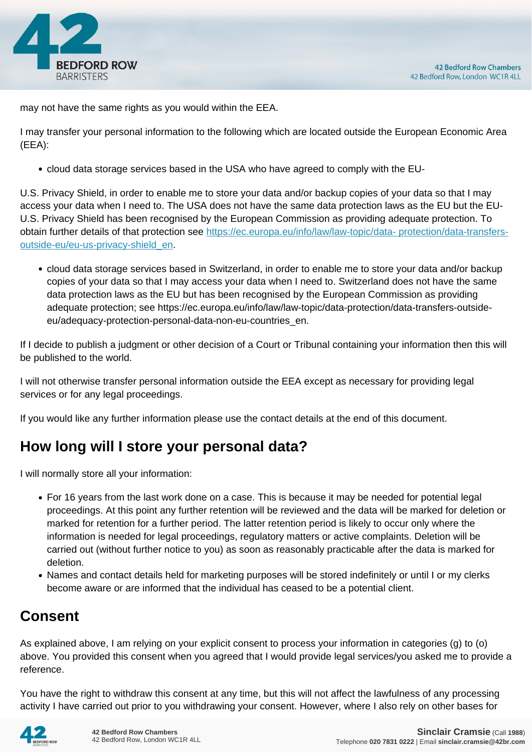may not have the same rights as you would within the EEA.

I may transfer your personal information to the following which are located outside the European Economic Area (EEA):

- cloud data storage services based in the USA who have agreed to comply with the EU-

U.S. Privacy Shield, in order to enable me to store your data and/or backup copies of your data so that I may access your data when I need to. The USA does not have the same data protection laws as the EU but the EU-U.S. Privacy Shield has been recognised by the European Commission as providing adequate protection. To obtain further details of that protection see [https://ec.europa.eu/info/law/law-topic/data- protection/data-transfers-outside-eu/eu-us-privacy-shield_en](https://ec.europa.eu/info/law/law-topic/data-protection/data-transfers-outside-eu/eu-us-privacy-shield_en).

- cloud data storage services based in Switzerland, in order to enable me to store your data and/or backup copies of your data so that I may access your data when I need to. Switzerland does not have the same data protection laws as the EU but has been recognised by the European Commission as providing adequate protection; see https://ec.europa.eu/info/law/law-topic/data-protection/data-transfers-outside-eu/adequacy-protection-personal-data-non-eu-countries_en.

If I decide to publish a judgment or other decision of a Court or Tribunal containing your information then this will be published to the world.

I will not otherwise transfer personal information outside the EEA except as necessary for providing legal services or for any legal proceedings.

If you would like any further information please use the contact details at the end of this document.

## How long will I store your personal data?

I will normally store all your information:

- For 16 years from the last work done on a case. This is because it may be needed for potential legal proceedings. At this point any further retention will be reviewed and the data will be marked for deletion or marked for retention for a further period. The latter retention period is likely to occur only where the information is needed for legal proceedings, regulatory matters or active complaints. Deletion will be carried out (without further notice to you) as soon as reasonably practicable after the data is marked for deletion.
- Names and contact details held for marketing purposes will be stored indefinitely or until I or my clerks become aware or are informed that the individual has ceased to be a potential client.

## Consent

As explained above, I am relying on your explicit consent to process your information in categories (g) to (o) above. You provided this consent when you agreed that I would provide legal services/you asked me to provide a reference.

You have the right to withdraw this consent at any time, but this will not affect the lawfulness of any processing activity I have carried out prior to you withdrawing your consent. However, where I also rely on other bases for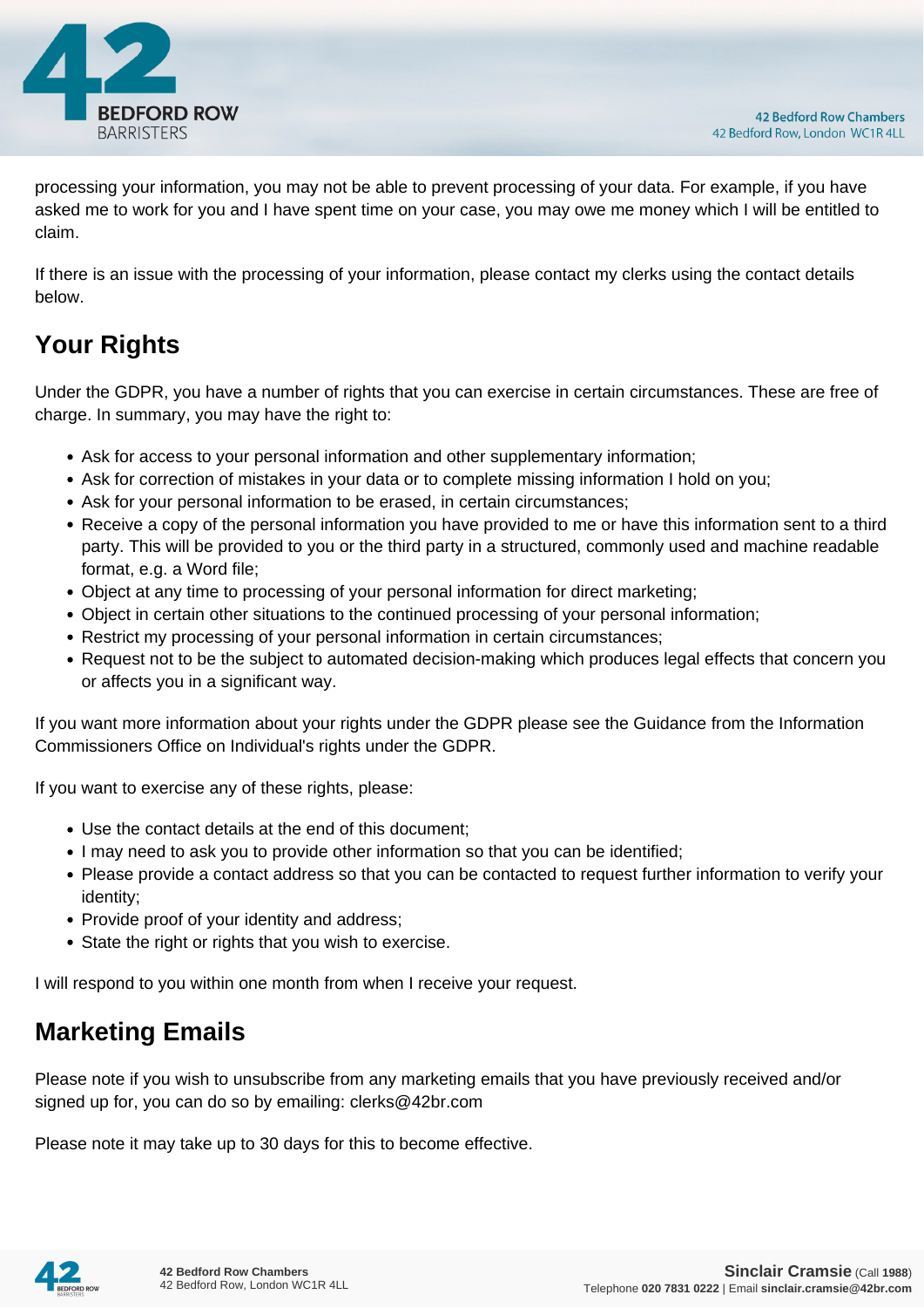processing your information, you may not be able to prevent processing of your data. For example, if you have asked me to work for you and I have spent time on your case, you may owe me money which I will be entitled to claim.

If there is an issue with the processing of your information, please contact my clerks using the contact details below.

## Your Rights

Under the GDPR, you have a number of rights that you can exercise in certain circumstances. These are free of charge. In summary, you may have the right to:

- Ask for access to your personal information and other supplementary information;
- Ask for correction of mistakes in your data or to complete missing information I hold on you;
- Ask for your personal information to be erased, in certain circumstances;
- Receive a copy of the personal information you have provided to me or have this information sent to a third party. This will be provided to you or the third party in a structured, commonly used and machine readable format, e.g. a Word file;
- Object at any time to processing of your personal information for direct marketing;
- Object in certain other situations to the continued processing of your personal information;
- Restrict my processing of your personal information in certain circumstances;
- Request not to be the subject to automated decision-making which produces legal effects that concern you or affects you in a significant way.

If you want more information about your rights under the GDPR please see the Guidance from the Information Commissioners Office on Individual's rights under the GDPR.

If you want to exercise any of these rights, please:

- Use the contact details at the end of this document;
- I may need to ask you to provide other information so that you can be identified;
- Please provide a contact address so that you can be contacted to request further information to verify your identity;
- Provide proof of your identity and address;
- State the right or rights that you wish to exercise.

I will respond to you within one month from when I receive your request.

## Marketing Emails

Please note if you wish to unsubscribe from any marketing emails that you have previously received and/or signed up for, you can do so by emailing: clerks@42br.com

Please note it may take up to 30 days for this to become effective.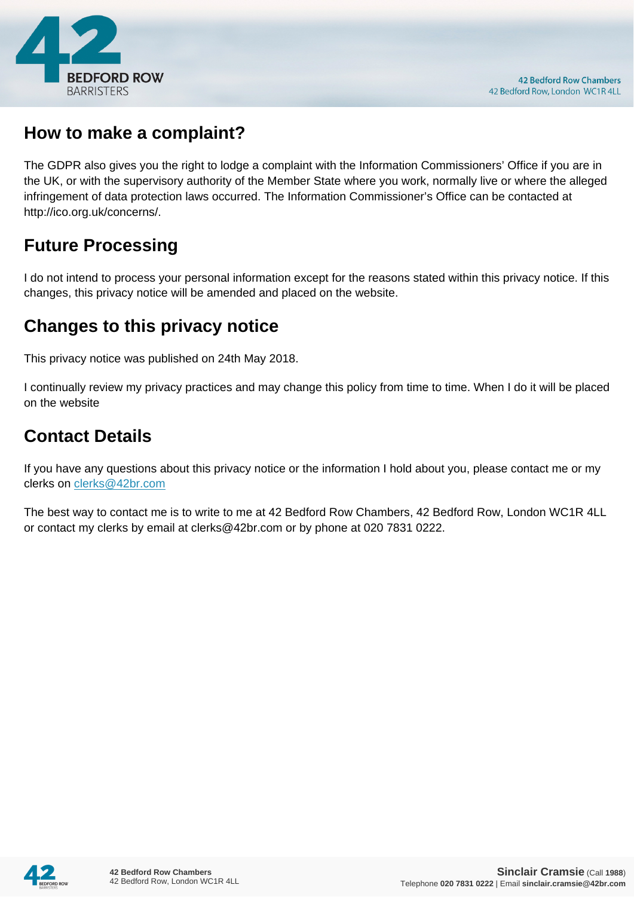## How to make a complaint?

The GDPR also gives you the right to lodge a complaint with the Information Commissioners' Office if you are in the UK, or with the supervisory authority of the Member State where you work, normally live or where the alleged infringement of data protection laws occurred. The Information Commissioner's Office can be contacted at http://ico.org.uk/concerns/.

## Future Processing

I do not intend to process your personal information except for the reasons stated within this privacy notice. If this changes, this privacy notice will be amended and placed on the website.

## Changes to this privacy notice

This privacy notice was published on 24th May 2018.

I continually review my privacy practices and may change this policy from time to time. When I do it will be placed on the website

## Contact Details

If you have any questions about this privacy notice or the information I hold about you, please contact me or my clerks on clerks@42br.com

The best way to contact me is to write to me at 42 Bedford Row Chambers, 42 Bedford Row, London WC1R 4LL or contact my clerks by email at clerks@42br.com or by phone at 020 7831 0222.